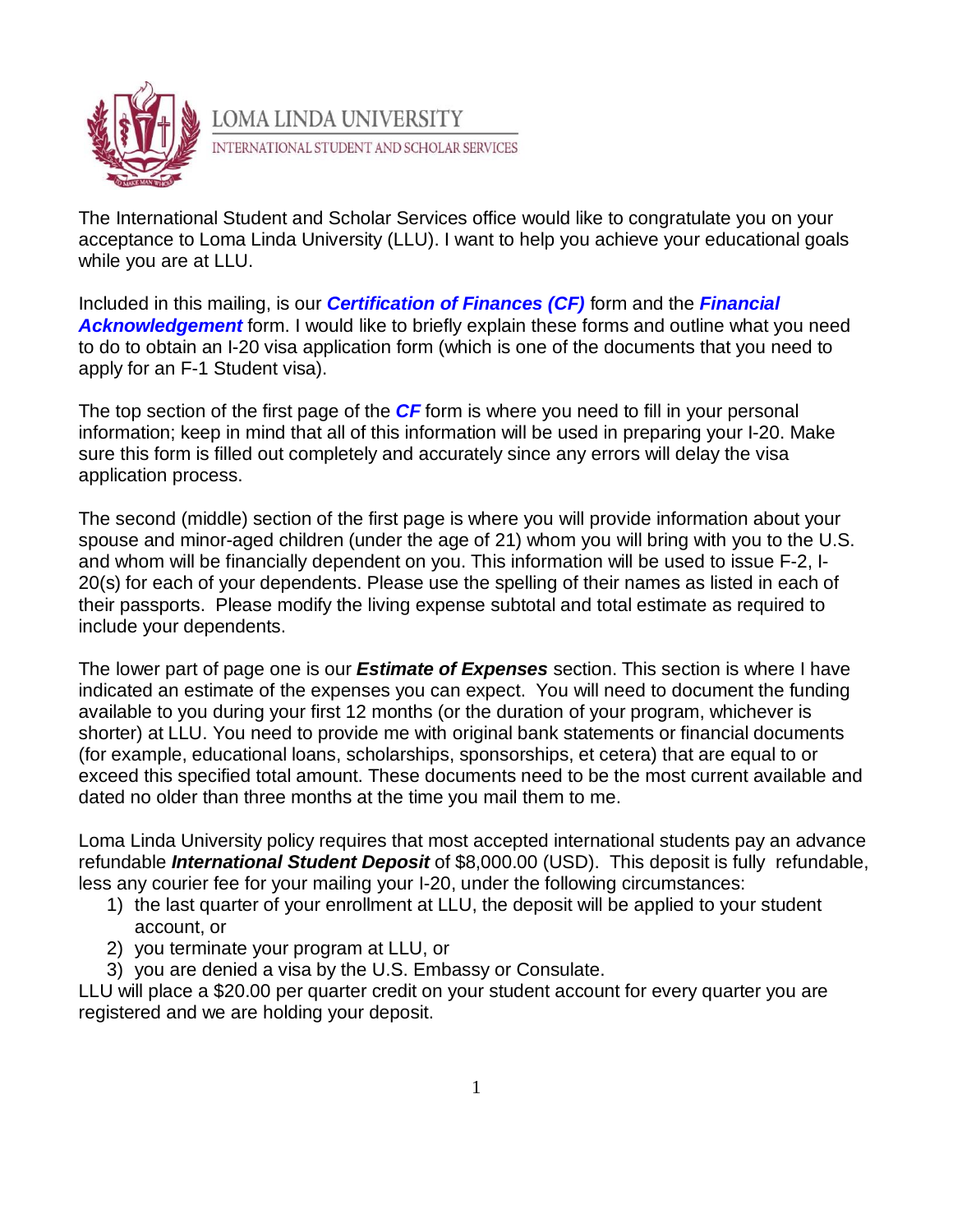LOMA LINDA UNIVERSITY

INTERNATIONAL STUDENT AND SCHOLAR SERVICES

The International Student and Scholar Services office would like to congratulate you on your acceptance to Loma Linda University (LLU). I want to help you achieve your educational goals while you are at LLU.

Included in this mailing, is our ***Certification of Finances (CF)*** form and the ***Financial Acknowledgement*** form. I would like to briefly explain these forms and outline what you need to do to obtain an I-20 visa application form (which is one of the documents that you need to apply for an F-1 Student visa).

The top section of the first page of the ***CF*** form is where you need to fill in your personal information; keep in mind that all of this information will be used in preparing your I-20. Make sure this form is filled out completely and accurately since any errors will delay the visa application process.

The second (middle) section of the first page is where you will provide information about your spouse and minor-aged children (under the age of 21) whom you will bring with you to the U.S. and whom will be financially dependent on you. This information will be used to issue F-2, I-20(s) for each of your dependents. Please use the spelling of their names as listed in each of their passports. Please modify the living expense subtotal and total estimate as required to include your dependents.

The lower part of page one is our ***Estimate of Expenses*** section. This section is where I have indicated an estimate of the expenses you can expect. You will need to document the funding available to you during your first 12 months (or the duration of your program, whichever is shorter) at LLU. You need to provide me with original bank statements or financial documents (for example, educational loans, scholarships, sponsorships, et cetera) that are equal to or exceed this specified total amount. These documents need to be the most current available and dated no older than three months at the time you mail them to me.

Loma Linda University policy requires that most accepted international students pay an advance refundable ***International Student Deposit*** of $8,000.00 (USD). This deposit is fully refundable, less any courier fee for your mailing your I-20, under the following circumstances:

1) the last quarter of your enrollment at LLU, the deposit will be applied to your student account, or
2) you terminate your program at LLU, or
3) you are denied a visa by the U.S. Embassy or Consulate.

LLU will place a $20.00 per quarter credit on your student account for every quarter you are registered and we are holding your deposit.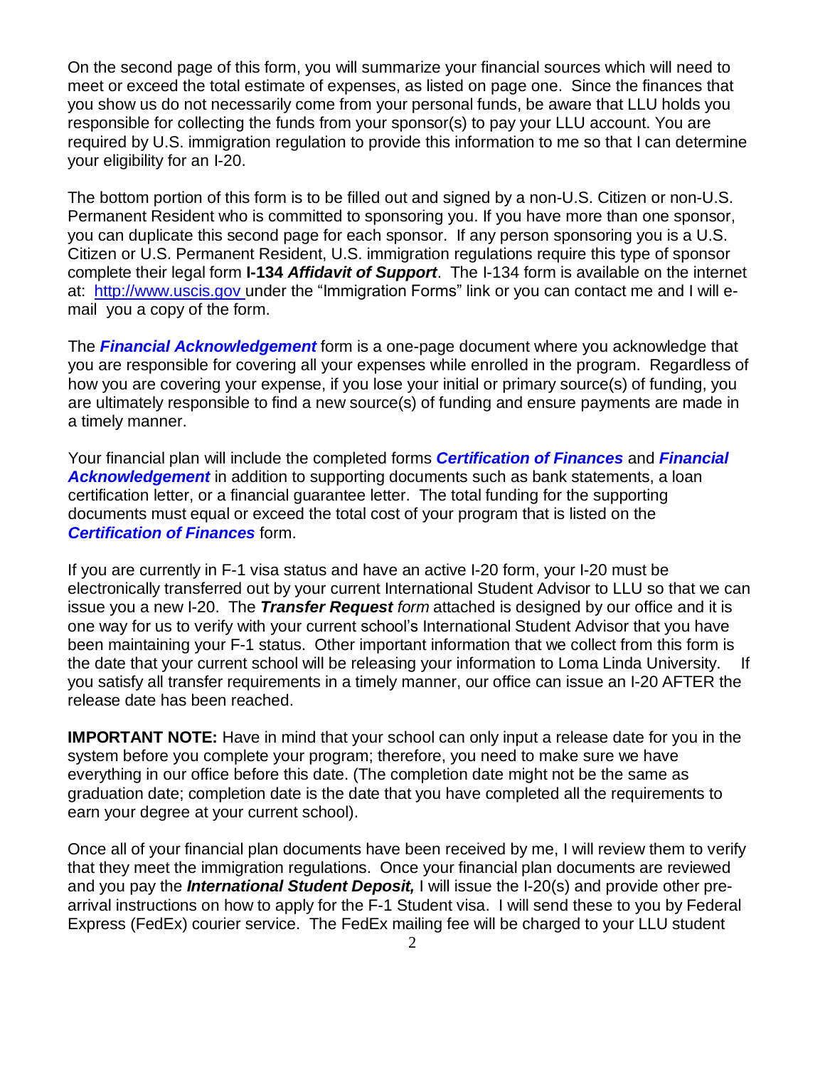On the second page of this form, you will summarize your financial sources which will need to meet or exceed the total estimate of expenses, as listed on page one. Since the finances that you show us do not necessarily come from your personal funds, be aware that LLU holds you responsible for collecting the funds from your sponsor(s) to pay your LLU account. You are required by U.S. immigration regulation to provide this information to me so that I can determine your eligibility for an I-20.

The bottom portion of this form is to be filled out and signed by a non-U.S. Citizen or non-U.S. Permanent Resident who is committed to sponsoring you. If you have more than one sponsor, you can duplicate this second page for each sponsor. If any person sponsoring you is a U.S. Citizen or U.S. Permanent Resident, U.S. immigration regulations require this type of sponsor complete their legal form **I-134 *Affidavit of Support***. The I-134 form is available on the internet at: http://www.uscis.gov under the "Immigration Forms" link or you can contact me and I will e-mail you a copy of the form.

The ***Financial Acknowledgement*** form is a one-page document where you acknowledge that you are responsible for covering all your expenses while enrolled in the program. Regardless of how you are covering your expense, if you lose your initial or primary source(s) of funding, you are ultimately responsible to find a new source(s) of funding and ensure payments are made in a timely manner.

Your financial plan will include the completed forms ***Certification of Finances*** and ***Financial Acknowledgement*** in addition to supporting documents such as bank statements, a loan certification letter, or a financial guarantee letter. The total funding for the supporting documents must equal or exceed the total cost of your program that is listed on the ***Certification of Finances*** form.

If you are currently in F-1 visa status and have an active I-20 form, your I-20 must be electronically transferred out by your current International Student Advisor to LLU so that we can issue you a new I-20. The ***Transfer Request*** *form* attached is designed by our office and it is one way for us to verify with your current school's International Student Advisor that you have been maintaining your F-1 status. Other important information that we collect from this form is the date that your current school will be releasing your information to Loma Linda University. If you satisfy all transfer requirements in a timely manner, our office can issue an I-20 AFTER the release date has been reached.

**IMPORTANT NOTE:** Have in mind that your school can only input a release date for you in the system before you complete your program; therefore, you need to make sure we have everything in our office before this date. (The completion date might not be the same as graduation date; completion date is the date that you have completed all the requirements to earn your degree at your current school).

Once all of your financial plan documents have been received by me, I will review them to verify that they meet the immigration regulations. Once your financial plan documents are reviewed and you pay the ***International Student Deposit,*** I will issue the I-20(s) and provide other pre-arrival instructions on how to apply for the F-1 Student visa. I will send these to you by Federal Express (FedEx) courier service. The FedEx mailing fee will be charged to your LLU student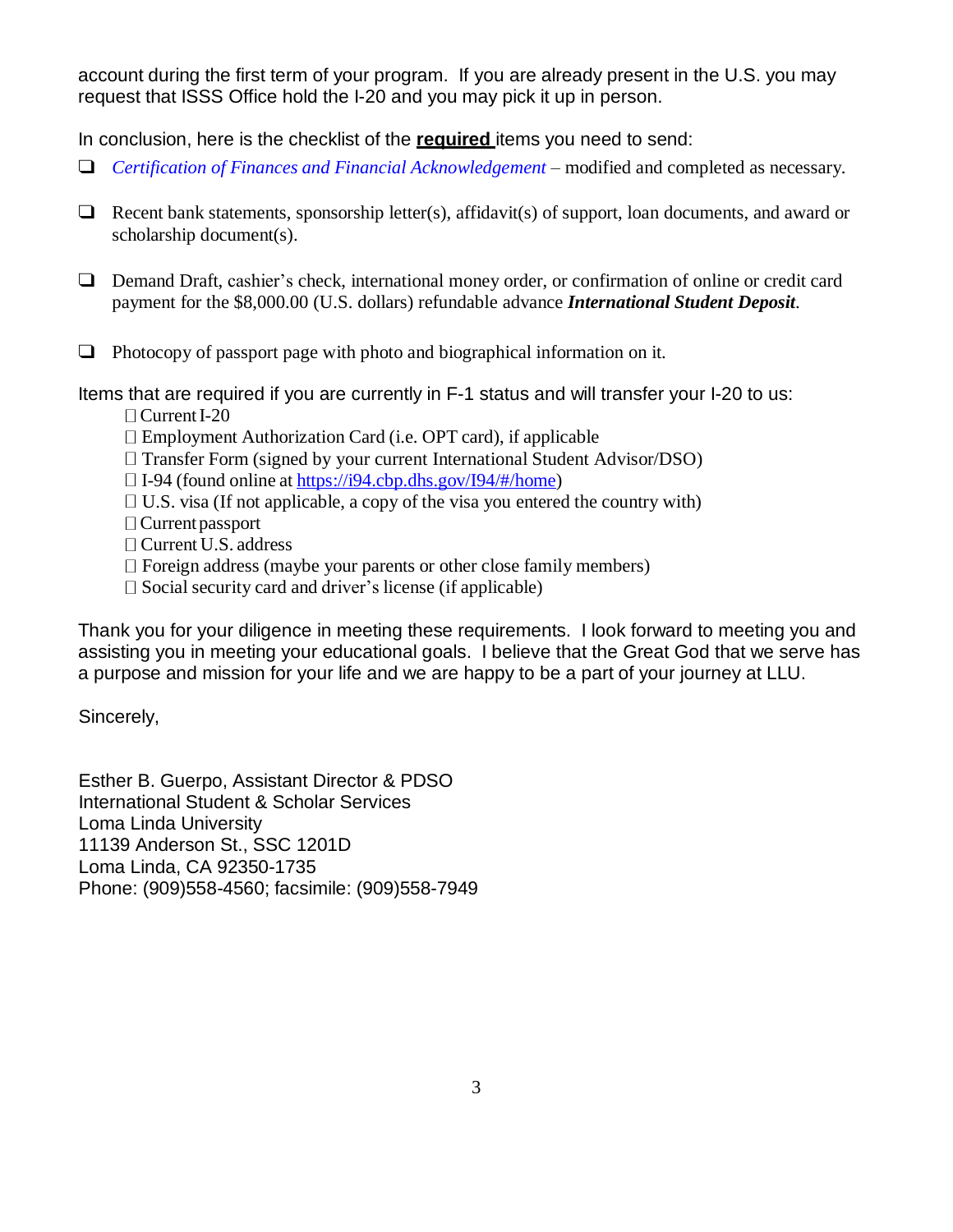account during the first term of your program. If you are already present in the U.S. you may request that ISSS Office hold the I-20 and you may pick it up in person.

In conclusion, here is the checklist of the **required** items you need to send:

- ❑ *Certification of Finances and Financial Acknowledgement* – modified and completed as necessary.
- ❑ Recent bank statements, sponsorship letter(s), affidavit(s) of support, loan documents, and award or scholarship document(s).
- ❑ Demand Draft, cashier's check, international money order, or confirmation of online or credit card payment for the $8,000.00 (U.S. dollars) refundable advance ***International Student Deposit***.
- ❑ Photocopy of passport page with photo and biographical information on it.

Items that are required if you are currently in F-1 status and will transfer your I-20 to us:

- ☐ Current I-20
- ☐ Employment Authorization Card (i.e. OPT card), if applicable
- ☐ Transfer Form (signed by your current International Student Advisor/DSO)
- ☐ I-94 (found online at https://i94.cbp.dhs.gov/I94/#/home)
- ☐ U.S. visa (If not applicable, a copy of the visa you entered the country with)
- ☐ Current passport
- ☐ Current U.S. address
- ☐ Foreign address (maybe your parents or other close family members)
- ☐ Social security card and driver's license (if applicable)

Thank you for your diligence in meeting these requirements. I look forward to meeting you and assisting you in meeting your educational goals. I believe that the Great God that we serve has a purpose and mission for your life and we are happy to be a part of your journey at LLU.

Sincerely,

Esther B. Guerpo, Assistant Director & PDSO
International Student & Scholar Services
Loma Linda University
11139 Anderson St., SSC 1201D
Loma Linda, CA 92350-1735
Phone: (909)558-4560; facsimile: (909)558-7949